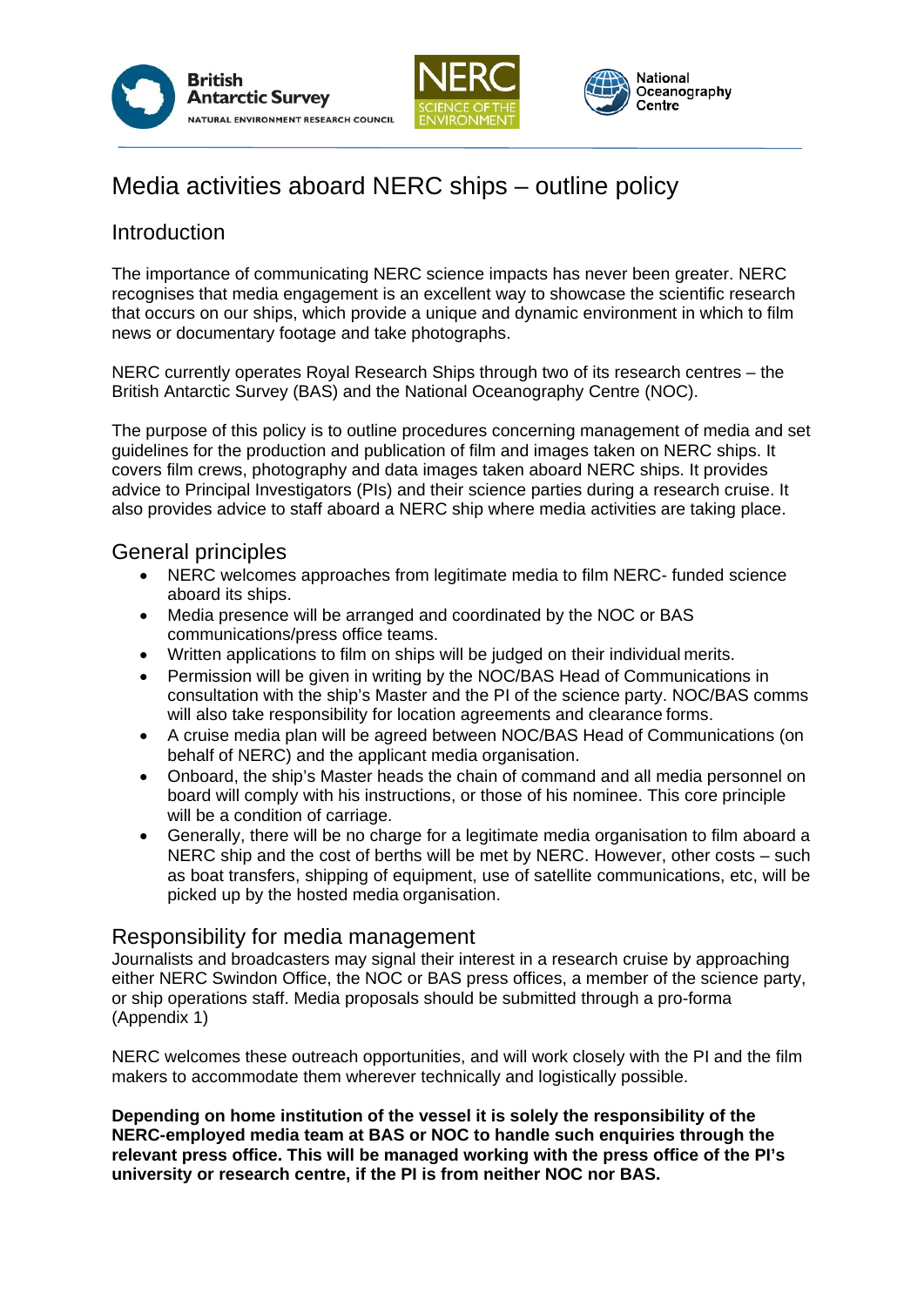# Media activities aboard NERC ships – outline policy

## Introduction

The importance of communicating NERC science impacts has never been greater. NERC recognises that media engagement is an excellent way to showcase the scientific research that occurs on our ships, which provide a unique and dynamic environment in which to film news or documentary footage and take photographs.

NERC currently operates Royal Research Ships through two of its research centres – the British Antarctic Survey (BAS) and the National Oceanography Centre (NOC).

The purpose of this policy is to outline procedures concerning management of media and set guidelines for the production and publication of film and images taken on NERC ships. It covers film crews, photography and data images taken aboard NERC ships. It provides advice to Principal Investigators (PIs) and their science parties during a research cruise. It also provides advice to staff aboard a NERC ship where media activities are taking place.

## General principles

- NERC welcomes approaches from legitimate media to film NERC- funded science aboard its ships.
- Media presence will be arranged and coordinated by the NOC or BAS communications/press office teams.
- Written applications to film on ships will be judged on their individual merits.
- Permission will be given in writing by the NOC/BAS Head of Communications in consultation with the ship's Master and the PI of the science party. NOC/BAS comms will also take responsibility for location agreements and clearance forms.
- A cruise media plan will be agreed between NOC/BAS Head of Communications (on behalf of NERC) and the applicant media organisation.
- Onboard, the ship's Master heads the chain of command and all media personnel on board will comply with his instructions, or those of his nominee. This core principle will be a condition of carriage.
- Generally, there will be no charge for a legitimate media organisation to film aboard a NERC ship and the cost of berths will be met by NERC. However, other costs – such as boat transfers, shipping of equipment, use of satellite communications, etc, will be picked up by the hosted media organisation.

## Responsibility for media management

Journalists and broadcasters may signal their interest in a research cruise by approaching either NERC Swindon Office, the NOC or BAS press offices, a member of the science party, or ship operations staff. Media proposals should be submitted through a pro-forma (Appendix 1)

NERC welcomes these outreach opportunities, and will work closely with the PI and the film makers to accommodate them wherever technically and logistically possible.

**Depending on home institution of the vessel it is solely the responsibility of the NERC-employed media team at BAS or NOC to handle such enquiries through the relevant press office. This will be managed working with the press office of the PI's university or research centre, if the PI is from neither NOC nor BAS.**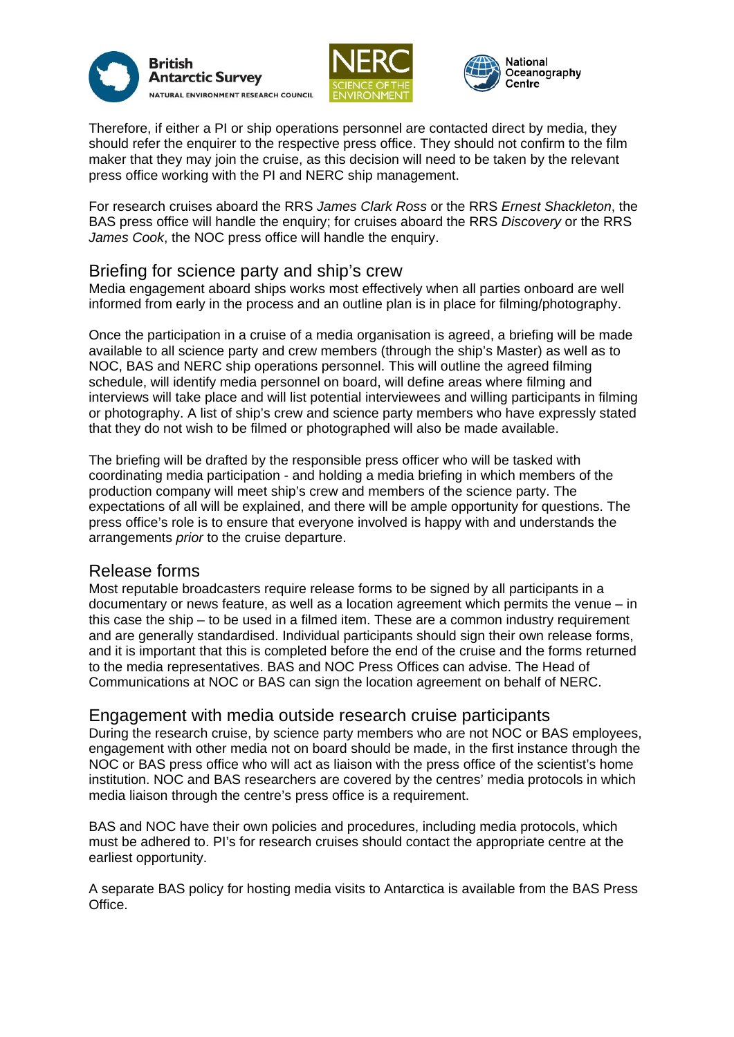Therefore, if either a PI or ship operations personnel are contacted direct by media, they should refer the enquirer to the respective press office. They should not confirm to the film maker that they may join the cruise, as this decision will need to be taken by the relevant press office working with the PI and NERC ship management.

For research cruises aboard the RRS *James Clark Ross* or the RRS *Ernest Shackleton*, the BAS press office will handle the enquiry; for cruises aboard the RRS *Discovery* or the RRS *James Cook*, the NOC press office will handle the enquiry.

## Briefing for science party and ship's crew

Media engagement aboard ships works most effectively when all parties onboard are well informed from early in the process and an outline plan is in place for filming/photography.

Once the participation in a cruise of a media organisation is agreed, a briefing will be made available to all science party and crew members (through the ship's Master) as well as to NOC, BAS and NERC ship operations personnel. This will outline the agreed filming schedule, will identify media personnel on board, will define areas where filming and interviews will take place and will list potential interviewees and willing participants in filming or photography. A list of ship's crew and science party members who have expressly stated that they do not wish to be filmed or photographed will also be made available.

The briefing will be drafted by the responsible press officer who will be tasked with coordinating media participation - and holding a media briefing in which members of the production company will meet ship's crew and members of the science party. The expectations of all will be explained, and there will be ample opportunity for questions. The press office's role is to ensure that everyone involved is happy with and understands the arrangements *prior* to the cruise departure.

## Release forms

Most reputable broadcasters require release forms to be signed by all participants in a documentary or news feature, as well as a location agreement which permits the venue – in this case the ship – to be used in a filmed item. These are a common industry requirement and are generally standardised. Individual participants should sign their own release forms, and it is important that this is completed before the end of the cruise and the forms returned to the media representatives. BAS and NOC Press Offices can advise. The Head of Communications at NOC or BAS can sign the location agreement on behalf of NERC.

## Engagement with media outside research cruise participants

During the research cruise, by science party members who are not NOC or BAS employees, engagement with other media not on board should be made, in the first instance through the NOC or BAS press office who will act as liaison with the press office of the scientist's home institution. NOC and BAS researchers are covered by the centres' media protocols in which media liaison through the centre's press office is a requirement.

BAS and NOC have their own policies and procedures, including media protocols, which must be adhered to. PI's for research cruises should contact the appropriate centre at the earliest opportunity.

A separate BAS policy for hosting media visits to Antarctica is available from the BAS Press Office.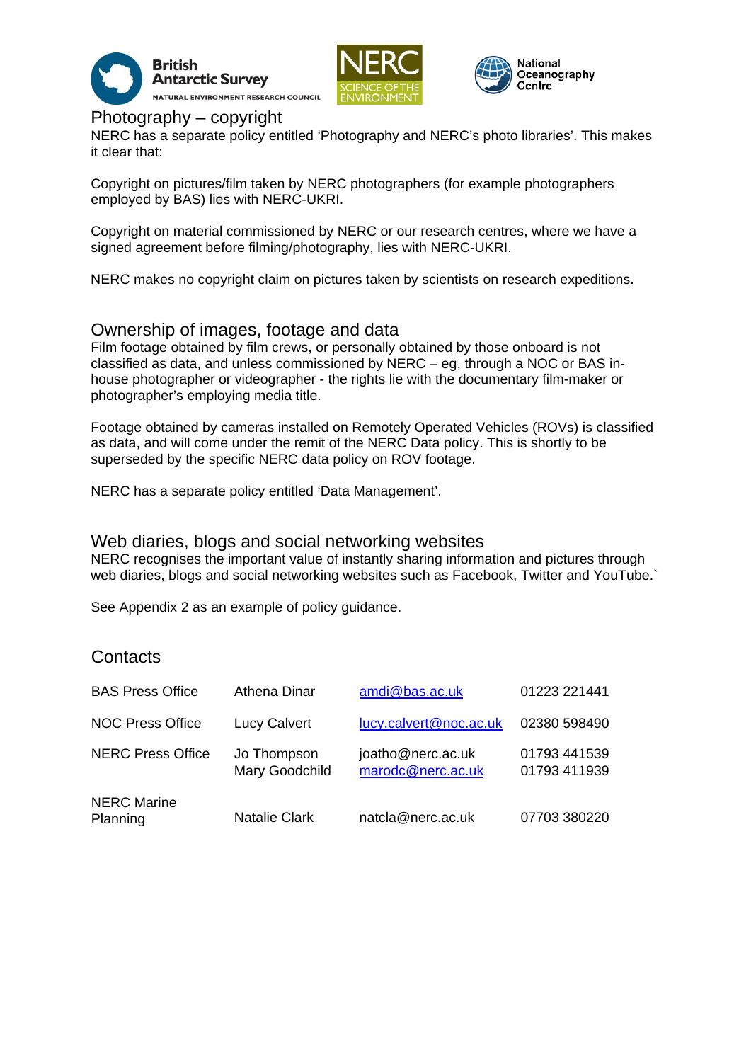## Photography – copyright

NERC has a separate policy entitled 'Photography and NERC's photo libraries'. This makes it clear that:

Copyright on pictures/film taken by NERC photographers (for example photographers employed by BAS) lies with NERC-UKRI.

Copyright on material commissioned by NERC or our research centres, where we have a signed agreement before filming/photography, lies with NERC-UKRI.

NERC makes no copyright claim on pictures taken by scientists on research expeditions.

## Ownership of images, footage and data

Film footage obtained by film crews, or personally obtained by those onboard is not classified as data, and unless commissioned by NERC – eg, through a NOC or BAS in-house photographer or videographer - the rights lie with the documentary film-maker or photographer's employing media title.

Footage obtained by cameras installed on Remotely Operated Vehicles (ROVs) is classified as data, and will come under the remit of the NERC Data policy. This is shortly to be superseded by the specific NERC data policy on ROV footage.

NERC has a separate policy entitled 'Data Management'.

## Web diaries, blogs and social networking websites

NERC recognises the important value of instantly sharing information and pictures through web diaries, blogs and social networking websites such as Facebook, Twitter and YouTube.`

See Appendix 2 as an example of policy guidance.

## Contacts

| | | | |
|---|---|---|---|
| BAS Press Office | Athena Dinar | amdi@bas.ac.uk | 01223 221441 |
| NOC Press Office | Lucy Calvert | lucy.calvert@noc.ac.uk | 02380 598490 |
| NERC Press Office | Jo Thompson<br>Mary Goodchild | joatho@nerc.ac.uk<br>marodc@nerc.ac.uk | 01793 441539<br>01793 411939 |
| NERC Marine Planning | Natalie Clark | natcla@nerc.ac.uk | 07703 380220 |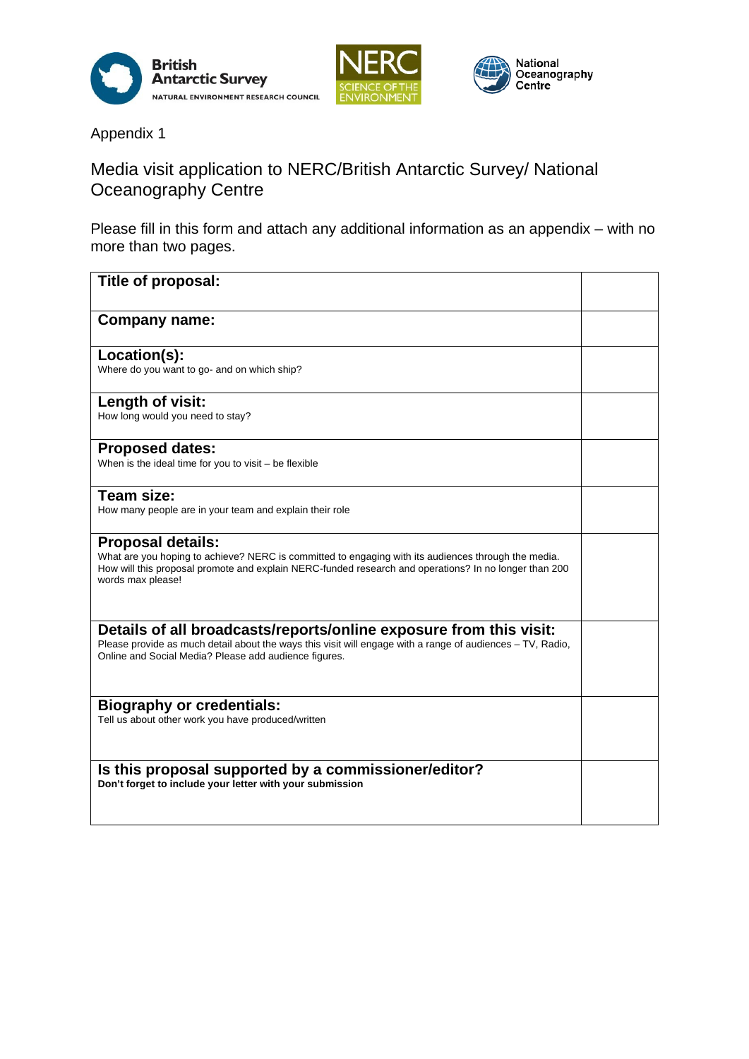British Antarctic Survey
NATURAL ENVIRONMENT RESEARCH COUNCIL

NERC SCIENCE OF THE ENVIRONMENT

National Oceanography Centre

Appendix 1

## Media visit application to NERC/British Antarctic Survey/ National Oceanography Centre

Please fill in this form and attach any additional information as an appendix – with no more than two pages.

| | |
|---|---|
| **Title of proposal:** | |
| **Company name:** | |
| **Location(s):**<br>Where do you want to go- and on which ship? | |
| **Length of visit:**<br>How long would you need to stay? | |
| **Proposed dates:**<br>When is the ideal time for you to visit – be flexible | |
| **Team size:**<br>How many people are in your team and explain their role | |
| **Proposal details:**<br>What are you hoping to achieve? NERC is committed to engaging with its audiences through the media. How will this proposal promote and explain NERC-funded research and operations? In no longer than 200 words max please! | |
| **Details of all broadcasts/reports/online exposure from this visit:**<br>Please provide as much detail about the ways this visit will engage with a range of audiences – TV, Radio, Online and Social Media? Please add audience figures. | |
| **Biography or credentials:**<br>Tell us about other work you have produced/written | |
| **Is this proposal supported by a commissioner/editor?**<br>**Don't forget to include your letter with your submission** | |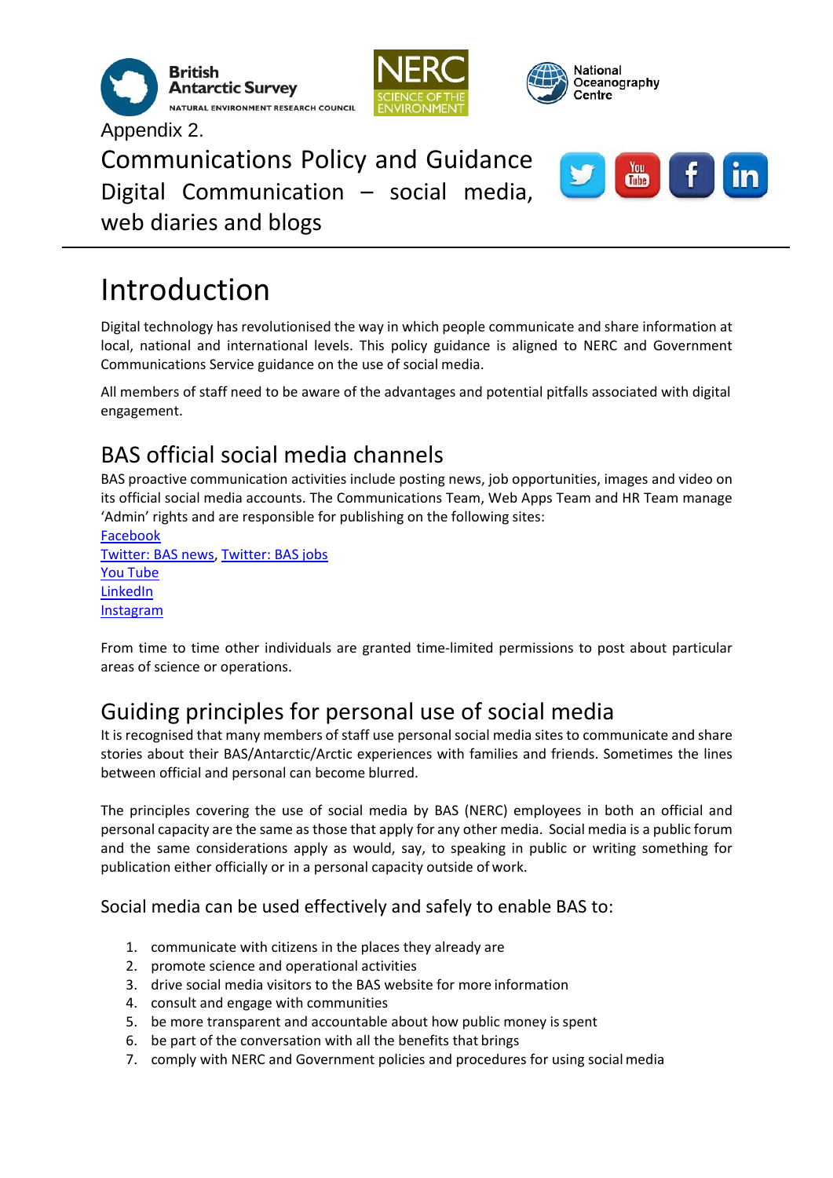Appendix 2.

Communications Policy and Guidance

Digital Communication – social media, web diaries and blogs

# Introduction

Digital technology has revolutionised the way in which people communicate and share information at local, national and international levels. This policy guidance is aligned to NERC and Government Communications Service guidance on the use of social media.

All members of staff need to be aware of the advantages and potential pitfalls associated with digital engagement.

## BAS official social media channels

BAS proactive communication activities include posting news, job opportunities, images and video on its official social media accounts. The Communications Team, Web Apps Team and HR Team manage 'Admin' rights and are responsible for publishing on the following sites:

Facebook
Twitter: BAS news, Twitter: BAS jobs
You Tube
LinkedIn
Instagram

From time to time other individuals are granted time-limited permissions to post about particular areas of science or operations.

## Guiding principles for personal use of social media

It is recognised that many members of staff use personal social media sites to communicate and share stories about their BAS/Antarctic/Arctic experiences with families and friends. Sometimes the lines between official and personal can become blurred.

The principles covering the use of social media by BAS (NERC) employees in both an official and personal capacity are the same as those that apply for any other media. Social media is a public forum and the same considerations apply as would, say, to speaking in public or writing something for publication either officially or in a personal capacity outside of work.

### Social media can be used effectively and safely to enable BAS to:

1. communicate with citizens in the places they already are
2. promote science and operational activities
3. drive social media visitors to the BAS website for more information
4. consult and engage with communities
5. be more transparent and accountable about how public money is spent
6. be part of the conversation with all the benefits that brings
7. comply with NERC and Government policies and procedures for using social media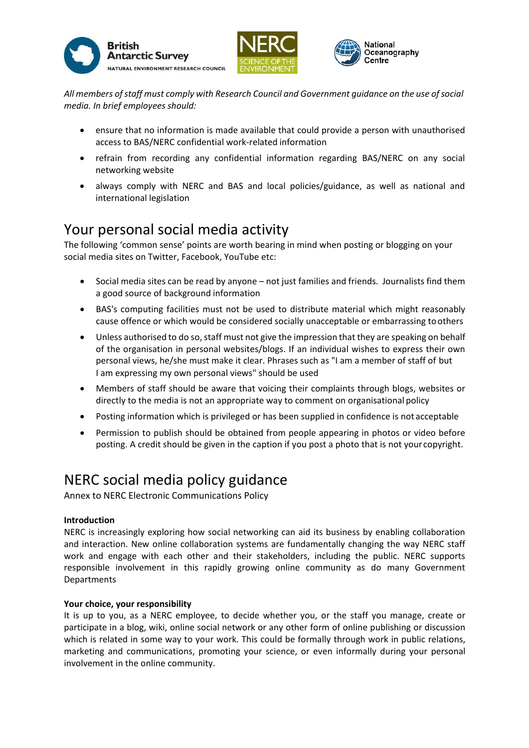*All members of staff must comply with Research Council and Government guidance on the use of social media. In brief employees should:*

- ensure that no information is made available that could provide a person with unauthorised access to BAS/NERC confidential work-related information
- refrain from recording any confidential information regarding BAS/NERC on any social networking website
- always comply with NERC and BAS and local policies/guidance, as well as national and international legislation

## Your personal social media activity

The following 'common sense' points are worth bearing in mind when posting or blogging on your social media sites on Twitter, Facebook, YouTube etc:

- Social media sites can be read by anyone – not just families and friends. Journalists find them a good source of background information
- BAS's computing facilities must not be used to distribute material which might reasonably cause offence or which would be considered socially unacceptable or embarrassing to others
- Unless authorised to do so, staff must not give the impression that they are speaking on behalf of the organisation in personal websites/blogs. If an individual wishes to express their own personal views, he/she must make it clear. Phrases such as "I am a member of staff of but I am expressing my own personal views" should be used
- Members of staff should be aware that voicing their complaints through blogs, websites or directly to the media is not an appropriate way to comment on organisational policy
- Posting information which is privileged or has been supplied in confidence is not acceptable
- Permission to publish should be obtained from people appearing in photos or video before posting. A credit should be given in the caption if you post a photo that is not your copyright.

## NERC social media policy guidance

Annex to NERC Electronic Communications Policy

**Introduction**

NERC is increasingly exploring how social networking can aid its business by enabling collaboration and interaction. New online collaboration systems are fundamentally changing the way NERC staff work and engage with each other and their stakeholders, including the public. NERC supports responsible involvement in this rapidly growing online community as do many Government Departments

**Your choice, your responsibility**

It is up to you, as a NERC employee, to decide whether you, or the staff you manage, create or participate in a blog, wiki, online social network or any other form of online publishing or discussion which is related in some way to your work. This could be formally through work in public relations, marketing and communications, promoting your science, or even informally during your personal involvement in the online community.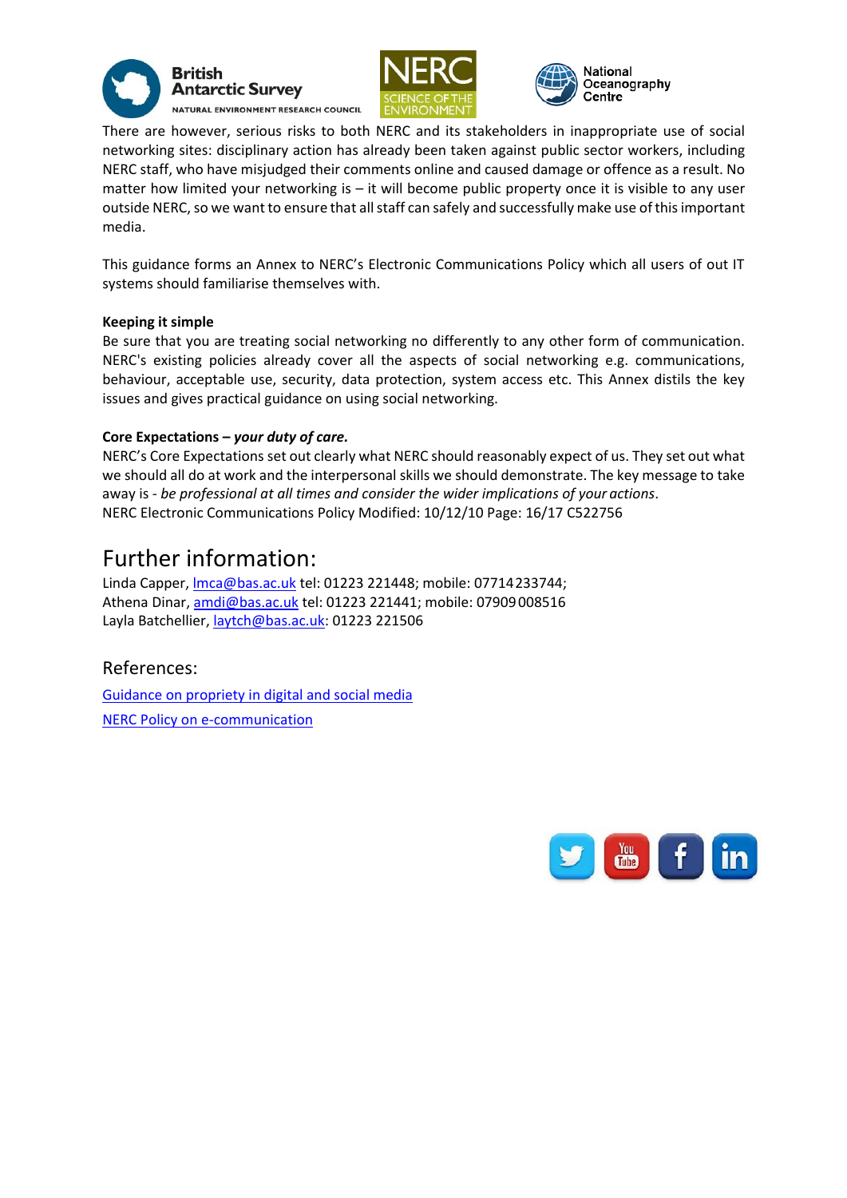There are however, serious risks to both NERC and its stakeholders in inappropriate use of social networking sites: disciplinary action has already been taken against public sector workers, including NERC staff, who have misjudged their comments online and caused damage or offence as a result. No matter how limited your networking is – it will become public property once it is visible to any user outside NERC, so we want to ensure that all staff can safely and successfully make use of this important media.

This guidance forms an Annex to NERC's Electronic Communications Policy which all users of out IT systems should familiarise themselves with.

**Keeping it simple**

Be sure that you are treating social networking no differently to any other form of communication. NERC's existing policies already cover all the aspects of social networking e.g. communications, behaviour, acceptable use, security, data protection, system access etc. This Annex distils the key issues and gives practical guidance on using social networking.

**Core Expectations –** ***your duty of care.***

NERC's Core Expectations set out clearly what NERC should reasonably expect of us. They set out what we should all do at work and the interpersonal skills we should demonstrate. The key message to take away is - *be professional at all times and consider the wider implications of your actions*.
NERC Electronic Communications Policy Modified: 10/12/10 Page: 16/17 C522756

# Further information:

Linda Capper, lmca@bas.ac.uk tel: 01223 221448; mobile: 07714 233744;
Athena Dinar, amdi@bas.ac.uk tel: 01223 221441; mobile: 07909 008516
Layla Batchellier, laytch@bas.ac.uk: 01223 221506

## References:

[Guidance on propriety in digital and social media]

[NERC Policy on e-communication]